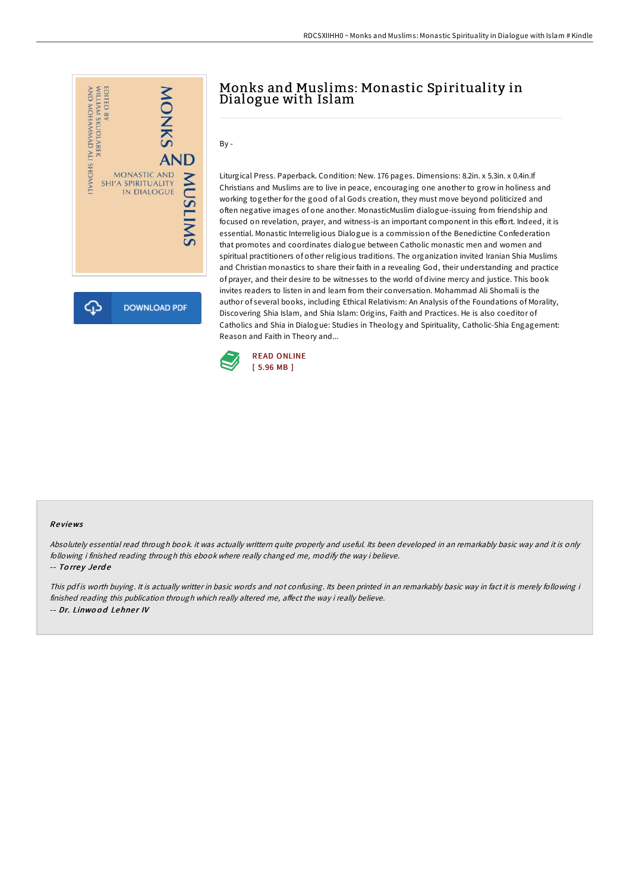# Monks and Muslims: Monastic Spirituality in Dialogue with Islam

By -

Liturgical Press. Paperback. Condition: New. 176 pages. Dimensions: 8.2in. x 5.3in. x 0.4in.If Christians and Muslims are to live in peace, encouraging one another to grow in holiness and working together for the good of al Gods creation, they must move beyond politicized and often negative images of one another. MonasticMuslim dialogue-issuing from friendship and focused on revelation, prayer, and witness-is an important component in this effort. Indeed, it is essential. Monastic Interreligious Dialogue is a commission of the Benedictine Confederation that promotes and coordinates dialogue between Catholic monastic men and women and spiritual practitioners of other religious traditions. The organization invited Iranian Shia Muslims and Christian monastics to share their faith in a revealing God, their understanding and practice of prayer, and their desire to be witnesses to the world of divine mercy and justice. This book invites readers to listen in and learn from their conversation. Mohammad Ali Shomali is the author of several books, including Ethical Relativism: An Analysis of the Foundations of Morality, Discovering Shia Islam, and Shia Islam: Origins, Faith and Practices. He is also coeditor of Catholics and Shia in Dialogue: Studies in Theology and Spirituality, Catholic-Shia Engagement: Reason and Faith in Theory and...

READ ONLINE
[ 5.96 MB ]

## Reviews

*Absolutely essential read through book. it was actually writtern quite properly and useful. Its been developed in an remarkably basic way and it is only following i finished reading through this ebook where really changed me, modify the way i believe.*

-- *Torrey Jerde*

*This pdf is worth buying. It is actually writter in basic words and not confusing. Its been printed in an remarkably basic way in fact it is merely following i finished reading this publication through which really altered me, affect the way i really believe.*

-- *Dr. Linwood Lehner IV*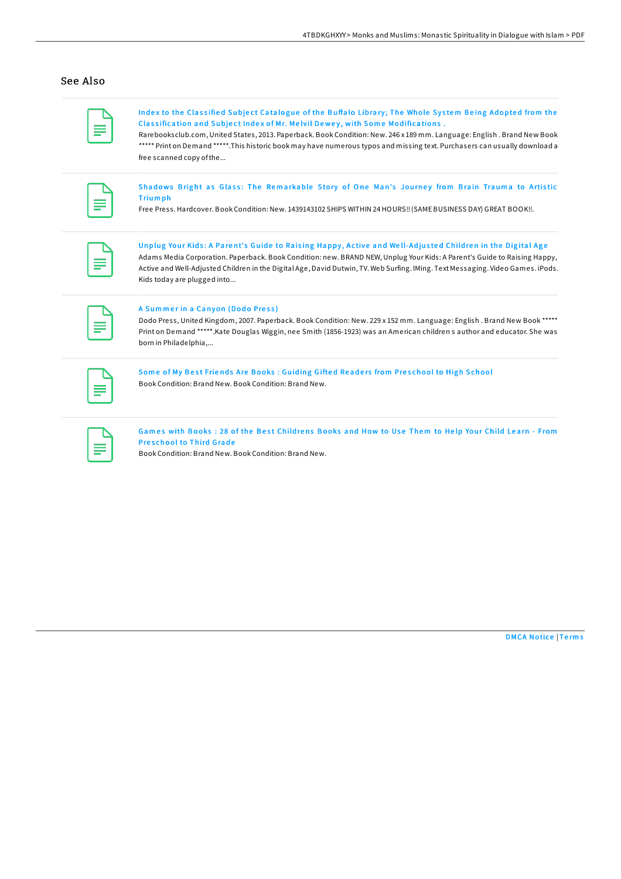## See Also

**Index to the Classified Subject Catalogue of the Buffalo Library; The Whole System Being Adopted from the Classification and Subject Index of Mr. Melvil Dewey, with Some Modifications .**

Rarebooksclub.com, United States, 2013. Paperback. Book Condition: New. 246 x 189 mm. Language: English . Brand New Book ***** Print on Demand *****.This historic book may have numerous typos and missing text. Purchasers can usually download a free scanned copy of the...

**Shadows Bright as Glass: The Remarkable Story of One Man's Journey from Brain Trauma to Artistic Triumph**

Free Press. Hardcover. Book Condition: New. 1439143102 SHIPS WITHIN 24 HOURS!! (SAME BUSINESS DAY) GREAT BOOK!!.

**Unplug Your Kids: A Parent's Guide to Raising Happy, Active and Well-Adjusted Children in the Digital Age**

Adams Media Corporation. Paperback. Book Condition: new. BRAND NEW, Unplug Your Kids: A Parent's Guide to Raising Happy, Active and Well-Adjusted Children in the Digital Age, David Dutwin, TV. Web Surfing. IMing. Text Messaging. Video Games. iPods. Kids today are plugged into...

**A Summer in a Canyon (Dodo Press)**

Dodo Press, United Kingdom, 2007. Paperback. Book Condition: New. 229 x 152 mm. Language: English . Brand New Book ***** Print on Demand *****.Kate Douglas Wiggin, nee Smith (1856-1923) was an American children s author and educator. She was born in Philadelphia,...

**Some of My Best Friends Are Books : Guiding Gifted Readers from Preschool to High School**

Book Condition: Brand New. Book Condition: Brand New.

**Games with Books : 28 of the Best Childrens Books and How to Use Them to Help Your Child Learn - From Preschool to Third Grade**

Book Condition: Brand New. Book Condition: Brand New.